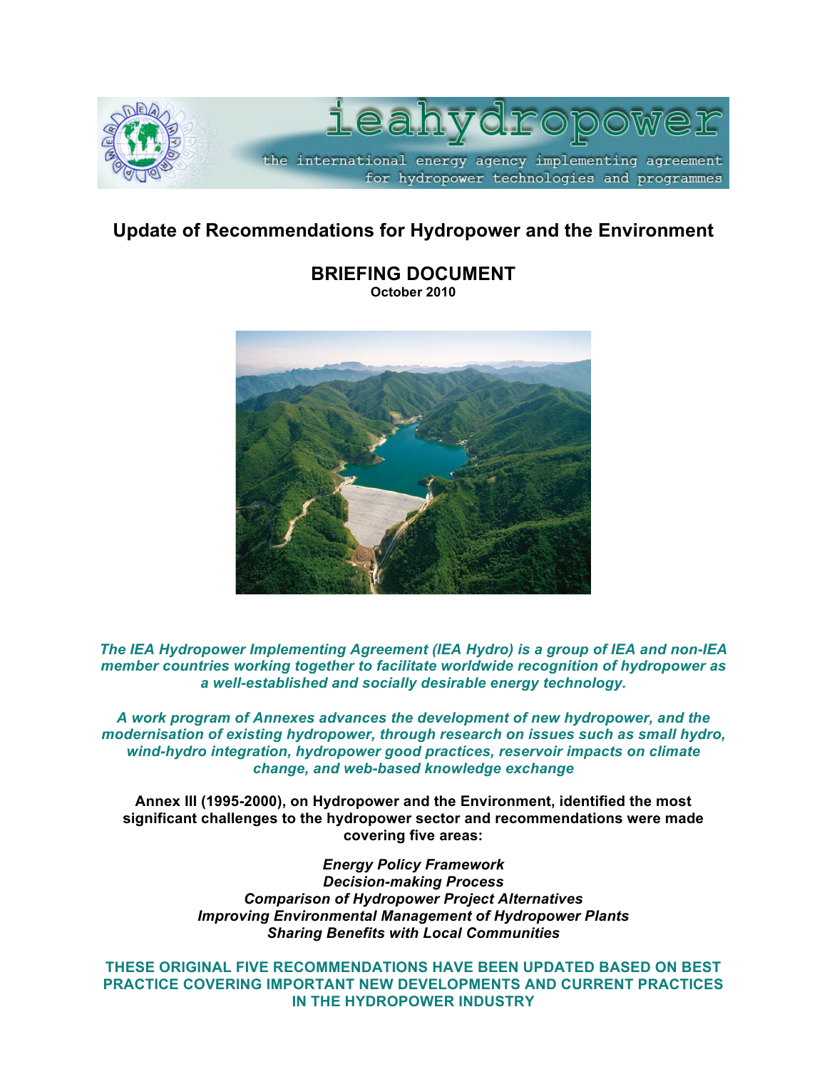ieahydropower

the international energy agency implementing agreement for hydropower technologies and programmes

# Update of Recommendations for Hydropower and the Environment

## BRIEFING DOCUMENT

**October 2010**

***The IEA Hydropower Implementing Agreement (IEA Hydro) is a group of IEA and non-IEA member countries working together to facilitate worldwide recognition of hydropower as a well-established and socially desirable energy technology.***

***A work program of Annexes advances the development of new hydropower, and the modernisation of existing hydropower, through research on issues such as small hydro, wind-hydro integration, hydropower good practices, reservoir impacts on climate change, and web-based knowledge exchange***

**Annex III (1995-2000), on Hydropower and the Environment, identified the most significant challenges to the hydropower sector and recommendations were made covering five areas:**

***Energy Policy Framework***
***Decision-making Process***
***Comparison of Hydropower Project Alternatives***
***Improving Environmental Management of Hydropower Plants***
***Sharing Benefits with Local Communities***

**THESE ORIGINAL FIVE RECOMMENDATIONS HAVE BEEN UPDATED BASED ON BEST PRACTICE COVERING IMPORTANT NEW DEVELOPMENTS AND CURRENT PRACTICES IN THE HYDROPOWER INDUSTRY**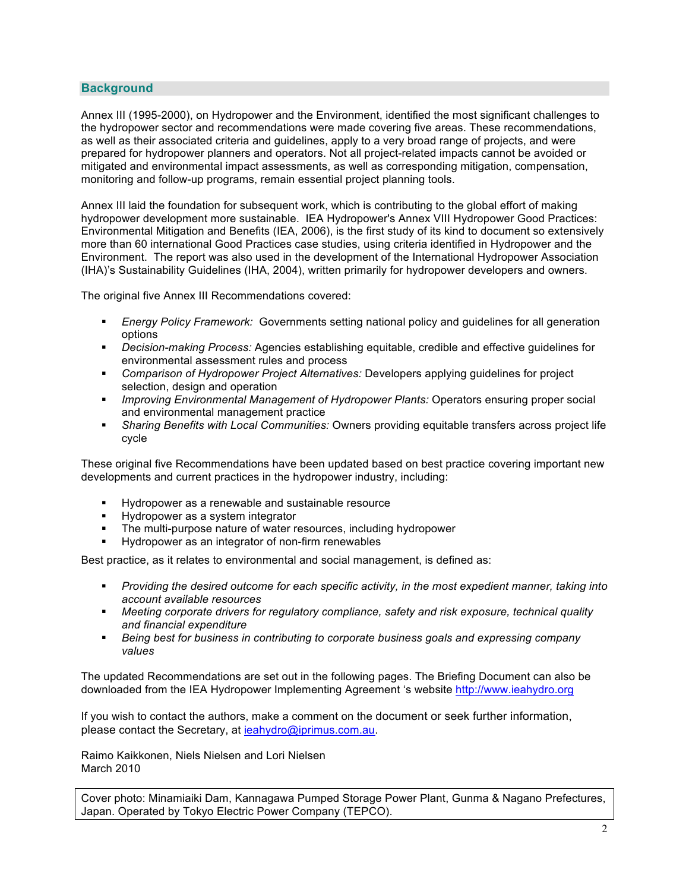## Background

Annex III (1995-2000), on Hydropower and the Environment, identified the most significant challenges to the hydropower sector and recommendations were made covering five areas. These recommendations, as well as their associated criteria and guidelines, apply to a very broad range of projects, and were prepared for hydropower planners and operators. Not all project-related impacts cannot be avoided or mitigated and environmental impact assessments, as well as corresponding mitigation, compensation, monitoring and follow-up programs, remain essential project planning tools.

Annex III laid the foundation for subsequent work, which is contributing to the global effort of making hydropower development more sustainable. IEA Hydropower's Annex VIII Hydropower Good Practices: Environmental Mitigation and Benefits (IEA, 2006), is the first study of its kind to document so extensively more than 60 international Good Practices case studies, using criteria identified in Hydropower and the Environment. The report was also used in the development of the International Hydropower Association (IHA)'s Sustainability Guidelines (IHA, 2004), written primarily for hydropower developers and owners.

The original five Annex III Recommendations covered:

- *Energy Policy Framework:* Governments setting national policy and guidelines for all generation options
- *Decision-making Process:* Agencies establishing equitable, credible and effective guidelines for environmental assessment rules and process
- *Comparison of Hydropower Project Alternatives:* Developers applying guidelines for project selection, design and operation
- *Improving Environmental Management of Hydropower Plants:* Operators ensuring proper social and environmental management practice
- *Sharing Benefits with Local Communities:* Owners providing equitable transfers across project life cycle

These original five Recommendations have been updated based on best practice covering important new developments and current practices in the hydropower industry, including:

- Hydropower as a renewable and sustainable resource
- Hydropower as a system integrator
- The multi-purpose nature of water resources, including hydropower
- Hydropower as an integrator of non-firm renewables

Best practice, as it relates to environmental and social management, is defined as:

- *Providing the desired outcome for each specific activity, in the most expedient manner, taking into account available resources*
- *Meeting corporate drivers for regulatory compliance, safety and risk exposure, technical quality and financial expenditure*
- *Being best for business in contributing to corporate business goals and expressing company values*

The updated Recommendations are set out in the following pages. The Briefing Document can also be downloaded from the IEA Hydropower Implementing Agreement 's website [http://www.ieahydro.org](http://www.ieahydro.org)

If you wish to contact the authors, make a comment on the document or seek further information, please contact the Secretary, at [ieahydro@iprimus.com.au](mailto:ieahydro@iprimus.com.au).

Raimo Kaikkonen, Niels Nielsen and Lori Nielsen
March 2010

Cover photo: Minamiaiki Dam, Kannagawa Pumped Storage Power Plant, Gunma & Nagano Prefectures, Japan. Operated by Tokyo Electric Power Company (TEPCO).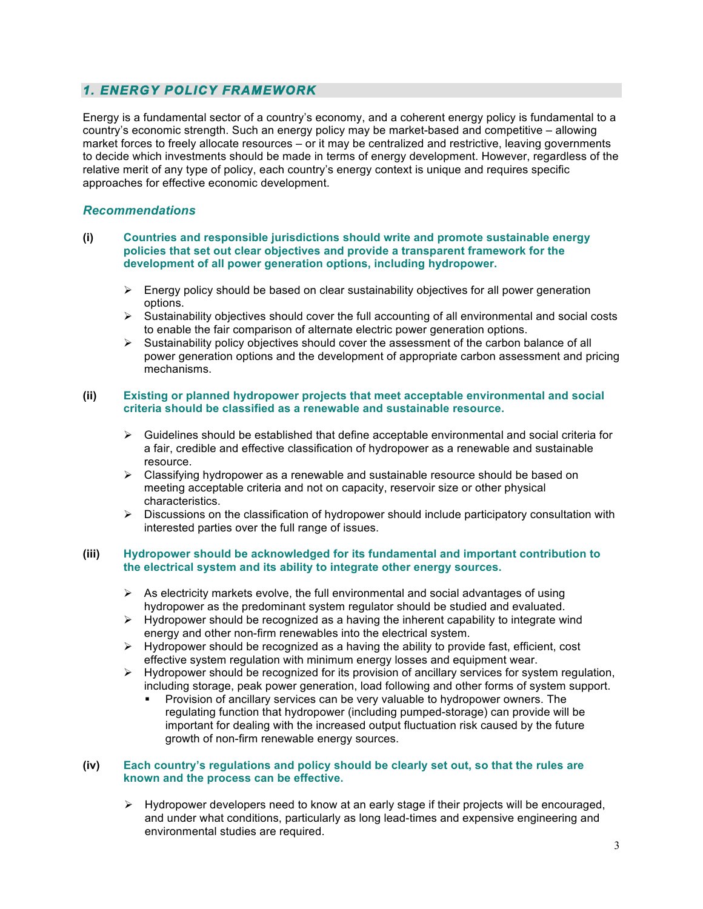## *1. ENERGY POLICY FRAMEWORK*

Energy is a fundamental sector of a country's economy, and a coherent energy policy is fundamental to a country's economic strength. Such an energy policy may be market-based and competitive – allowing market forces to freely allocate resources – or it may be centralized and restrictive, leaving governments to decide which investments should be made in terms of energy development. However, regardless of the relative merit of any type of policy, each country's energy context is unique and requires specific approaches for effective economic development.

### *Recommendations*

**(i) Countries and responsible jurisdictions should write and promote sustainable energy policies that set out clear objectives and provide a transparent framework for the development of all power generation options, including hydropower.**

- Energy policy should be based on clear sustainability objectives for all power generation options.
- Sustainability objectives should cover the full accounting of all environmental and social costs to enable the fair comparison of alternate electric power generation options.
- Sustainability policy objectives should cover the assessment of the carbon balance of all power generation options and the development of appropriate carbon assessment and pricing mechanisms.

**(ii) Existing or planned hydropower projects that meet acceptable environmental and social criteria should be classified as a renewable and sustainable resource.**

- Guidelines should be established that define acceptable environmental and social criteria for a fair, credible and effective classification of hydropower as a renewable and sustainable resource.
- Classifying hydropower as a renewable and sustainable resource should be based on meeting acceptable criteria and not on capacity, reservoir size or other physical characteristics.
- Discussions on the classification of hydropower should include participatory consultation with interested parties over the full range of issues.

**(iii) Hydropower should be acknowledged for its fundamental and important contribution to the electrical system and its ability to integrate other energy sources.**

- As electricity markets evolve, the full environmental and social advantages of using hydropower as the predominant system regulator should be studied and evaluated.
- Hydropower should be recognized as a having the inherent capability to integrate wind energy and other non-firm renewables into the electrical system.
- Hydropower should be recognized as a having the ability to provide fast, efficient, cost effective system regulation with minimum energy losses and equipment wear.
- Hydropower should be recognized for its provision of ancillary services for system regulation, including storage, peak power generation, load following and other forms of system support.
  - Provision of ancillary services can be very valuable to hydropower owners. The regulating function that hydropower (including pumped-storage) can provide will be important for dealing with the increased output fluctuation risk caused by the future growth of non-firm renewable energy sources.

**(iv) Each country's regulations and policy should be clearly set out, so that the rules are known and the process can be effective.**

- Hydropower developers need to know at an early stage if their projects will be encouraged, and under what conditions, particularly as long lead-times and expensive engineering and environmental studies are required.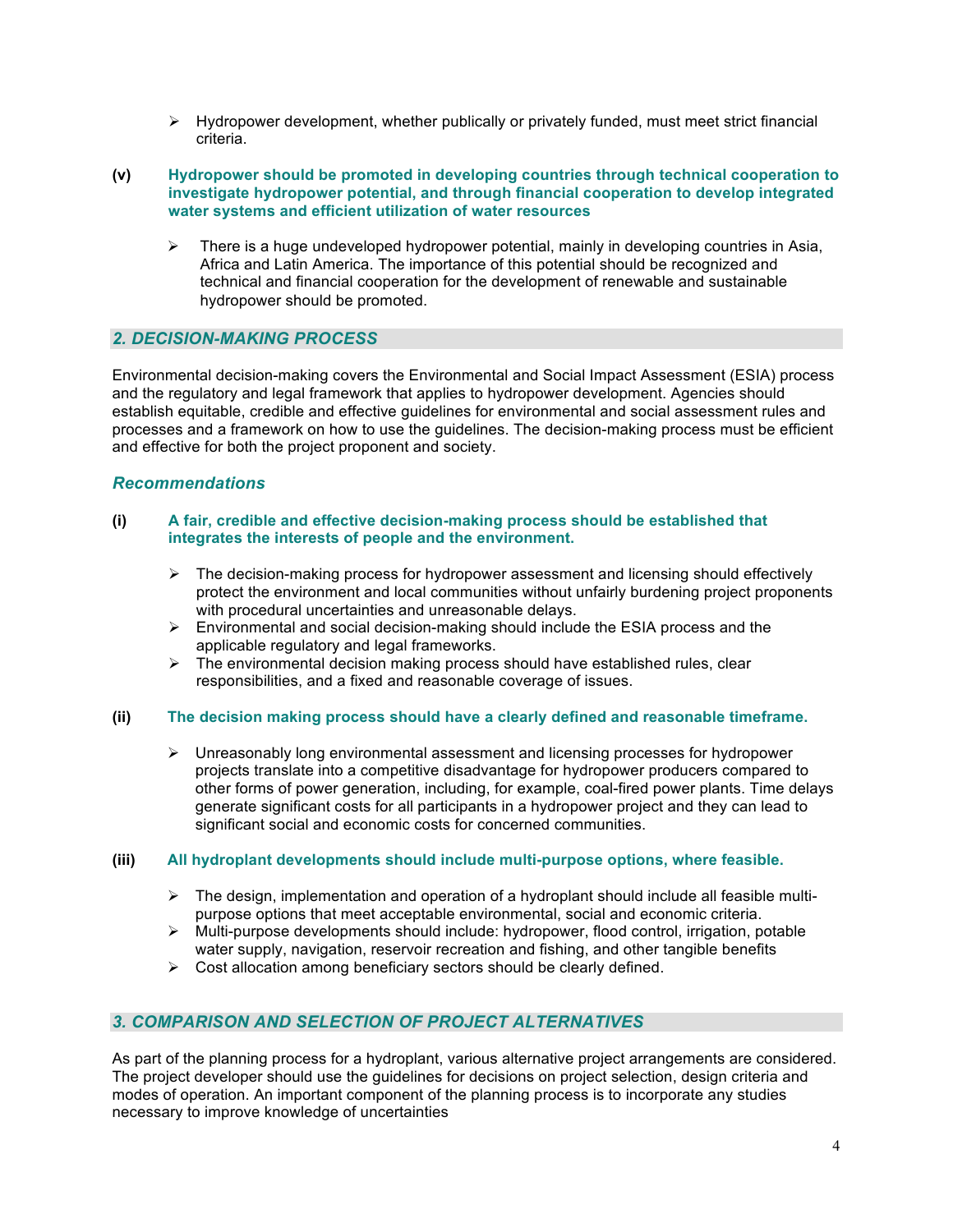- Hydropower development, whether publically or privately funded, must meet strict financial criteria.

**(v) Hydropower should be promoted in developing countries through technical cooperation to investigate hydropower potential, and through financial cooperation to develop integrated water systems and efficient utilization of water resources**

- There is a huge undeveloped hydropower potential, mainly in developing countries in Asia, Africa and Latin America. The importance of this potential should be recognized and technical and financial cooperation for the development of renewable and sustainable hydropower should be promoted.

## *2. DECISION-MAKING PROCESS*

Environmental decision-making covers the Environmental and Social Impact Assessment (ESIA) process and the regulatory and legal framework that applies to hydropower development. Agencies should establish equitable, credible and effective guidelines for environmental and social assessment rules and processes and a framework on how to use the guidelines. The decision-making process must be efficient and effective for both the project proponent and society.

### *Recommendations*

**(i) A fair, credible and effective decision-making process should be established that integrates the interests of people and the environment.**

- The decision-making process for hydropower assessment and licensing should effectively protect the environment and local communities without unfairly burdening project proponents with procedural uncertainties and unreasonable delays.
- Environmental and social decision-making should include the ESIA process and the applicable regulatory and legal frameworks.
- The environmental decision making process should have established rules, clear responsibilities, and a fixed and reasonable coverage of issues.

**(ii) The decision making process should have a clearly defined and reasonable timeframe.**

- Unreasonably long environmental assessment and licensing processes for hydropower projects translate into a competitive disadvantage for hydropower producers compared to other forms of power generation, including, for example, coal-fired power plants. Time delays generate significant costs for all participants in a hydropower project and they can lead to significant social and economic costs for concerned communities.

**(iii) All hydroplant developments should include multi-purpose options, where feasible.**

- The design, implementation and operation of a hydroplant should include all feasible multi-purpose options that meet acceptable environmental, social and economic criteria.
- Multi-purpose developments should include: hydropower, flood control, irrigation, potable water supply, navigation, reservoir recreation and fishing, and other tangible benefits
- Cost allocation among beneficiary sectors should be clearly defined.

## *3. COMPARISON AND SELECTION OF PROJECT ALTERNATIVES*

As part of the planning process for a hydroplant, various alternative project arrangements are considered. The project developer should use the guidelines for decisions on project selection, design criteria and modes of operation. An important component of the planning process is to incorporate any studies necessary to improve knowledge of uncertainties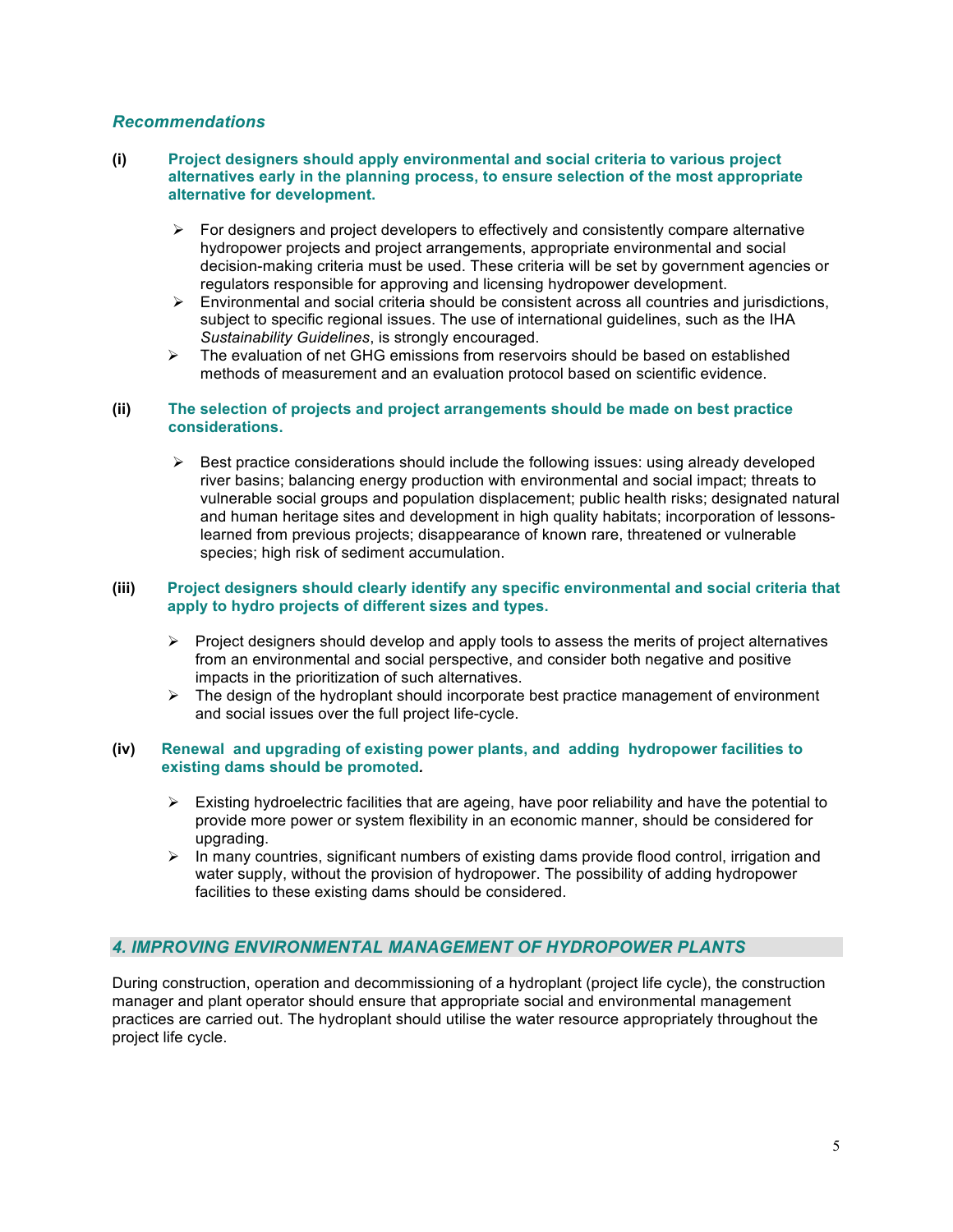### *Recommendations*

**(i) Project designers should apply environmental and social criteria to various project alternatives early in the planning process, to ensure selection of the most appropriate alternative for development.**

- For designers and project developers to effectively and consistently compare alternative hydropower projects and project arrangements, appropriate environmental and social decision-making criteria must be used. These criteria will be set by government agencies or regulators responsible for approving and licensing hydropower development.
- Environmental and social criteria should be consistent across all countries and jurisdictions, subject to specific regional issues. The use of international guidelines, such as the IHA *Sustainability Guidelines*, is strongly encouraged.
- The evaluation of net GHG emissions from reservoirs should be based on established methods of measurement and an evaluation protocol based on scientific evidence.

**(ii) The selection of projects and project arrangements should be made on best practice considerations.**

- Best practice considerations should include the following issues: using already developed river basins; balancing energy production with environmental and social impact; threats to vulnerable social groups and population displacement; public health risks; designated natural and human heritage sites and development in high quality habitats; incorporation of lessons-learned from previous projects; disappearance of known rare, threatened or vulnerable species; high risk of sediment accumulation.

**(iii) Project designers should clearly identify any specific environmental and social criteria that apply to hydro projects of different sizes and types.**

- Project designers should develop and apply tools to assess the merits of project alternatives from an environmental and social perspective, and consider both negative and positive impacts in the prioritization of such alternatives.
- The design of the hydroplant should incorporate best practice management of environment and social issues over the full project life-cycle.

**(iv) Renewal and upgrading of existing power plants, and adding hydropower facilities to existing dams should be promoted.**

- Existing hydroelectric facilities that are ageing, have poor reliability and have the potential to provide more power or system flexibility in an economic manner, should be considered for upgrading.
- In many countries, significant numbers of existing dams provide flood control, irrigation and water supply, without the provision of hydropower. The possibility of adding hydropower facilities to these existing dams should be considered.

## *4. IMPROVING ENVIRONMENTAL MANAGEMENT OF HYDROPOWER PLANTS*

During construction, operation and decommissioning of a hydroplant (project life cycle), the construction manager and plant operator should ensure that appropriate social and environmental management practices are carried out. The hydroplant should utilise the water resource appropriately throughout the project life cycle.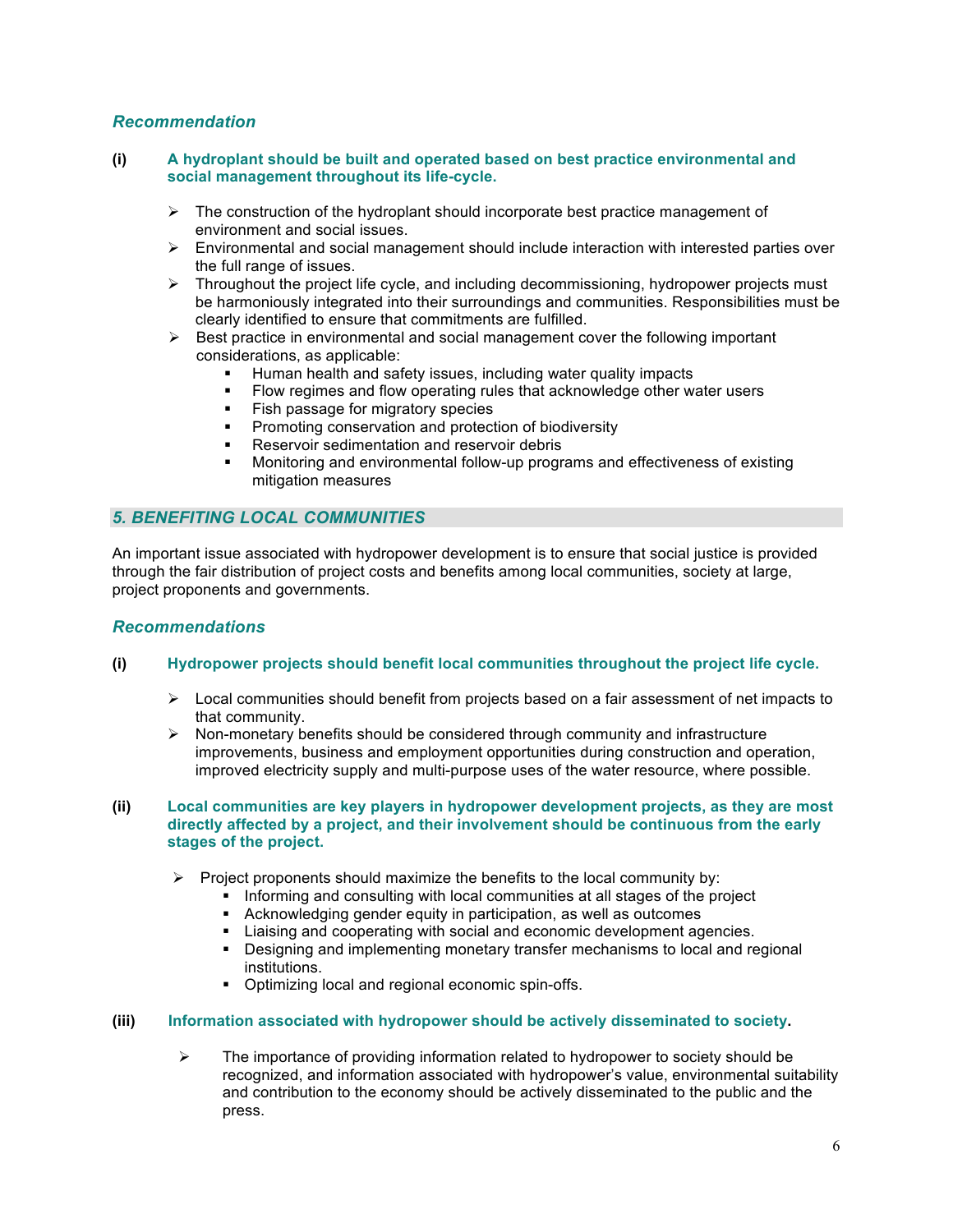### *Recommendation*

**(i) A hydroplant should be built and operated based on best practice environmental and social management throughout its life-cycle.**

- The construction of the hydroplant should incorporate best practice management of environment and social issues.
- Environmental and social management should include interaction with interested parties over the full range of issues.
- Throughout the project life cycle, and including decommissioning, hydropower projects must be harmoniously integrated into their surroundings and communities. Responsibilities must be clearly identified to ensure that commitments are fulfilled.
- Best practice in environmental and social management cover the following important considerations, as applicable:
  - Human health and safety issues, including water quality impacts
  - Flow regimes and flow operating rules that acknowledge other water users
  - Fish passage for migratory species
  - Promoting conservation and protection of biodiversity
  - Reservoir sedimentation and reservoir debris
  - Monitoring and environmental follow-up programs and effectiveness of existing mitigation measures

## *5. BENEFITING LOCAL COMMUNITIES*

An important issue associated with hydropower development is to ensure that social justice is provided through the fair distribution of project costs and benefits among local communities, society at large, project proponents and governments.

### *Recommendations*

**(i) Hydropower projects should benefit local communities throughout the project life cycle.**

- Local communities should benefit from projects based on a fair assessment of net impacts to that community.
- Non-monetary benefits should be considered through community and infrastructure improvements, business and employment opportunities during construction and operation, improved electricity supply and multi-purpose uses of the water resource, where possible.

**(ii) Local communities are key players in hydropower development projects, as they are most directly affected by a project, and their involvement should be continuous from the early stages of the project.**

- Project proponents should maximize the benefits to the local community by:
  - Informing and consulting with local communities at all stages of the project
  - Acknowledging gender equity in participation, as well as outcomes
  - Liaising and cooperating with social and economic development agencies.
  - Designing and implementing monetary transfer mechanisms to local and regional institutions.
  - Optimizing local and regional economic spin-offs.

**(iii) Information associated with hydropower should be actively disseminated to society.**

- The importance of providing information related to hydropower to society should be recognized, and information associated with hydropower's value, environmental suitability and contribution to the economy should be actively disseminated to the public and the press.